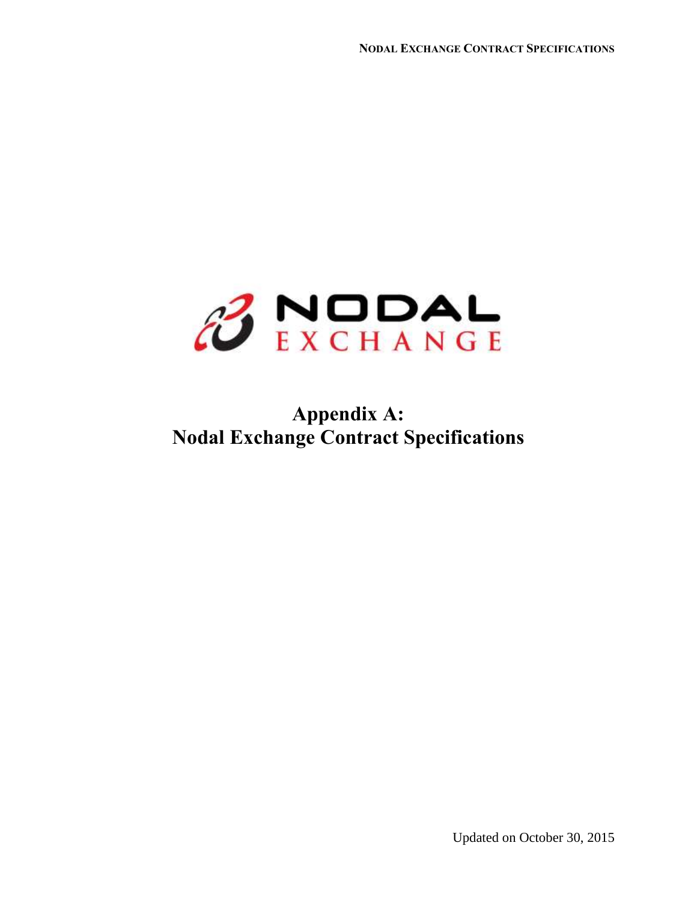# Appendix A: Nodal Exchange Contract Specifications

Updated on October 30, 2015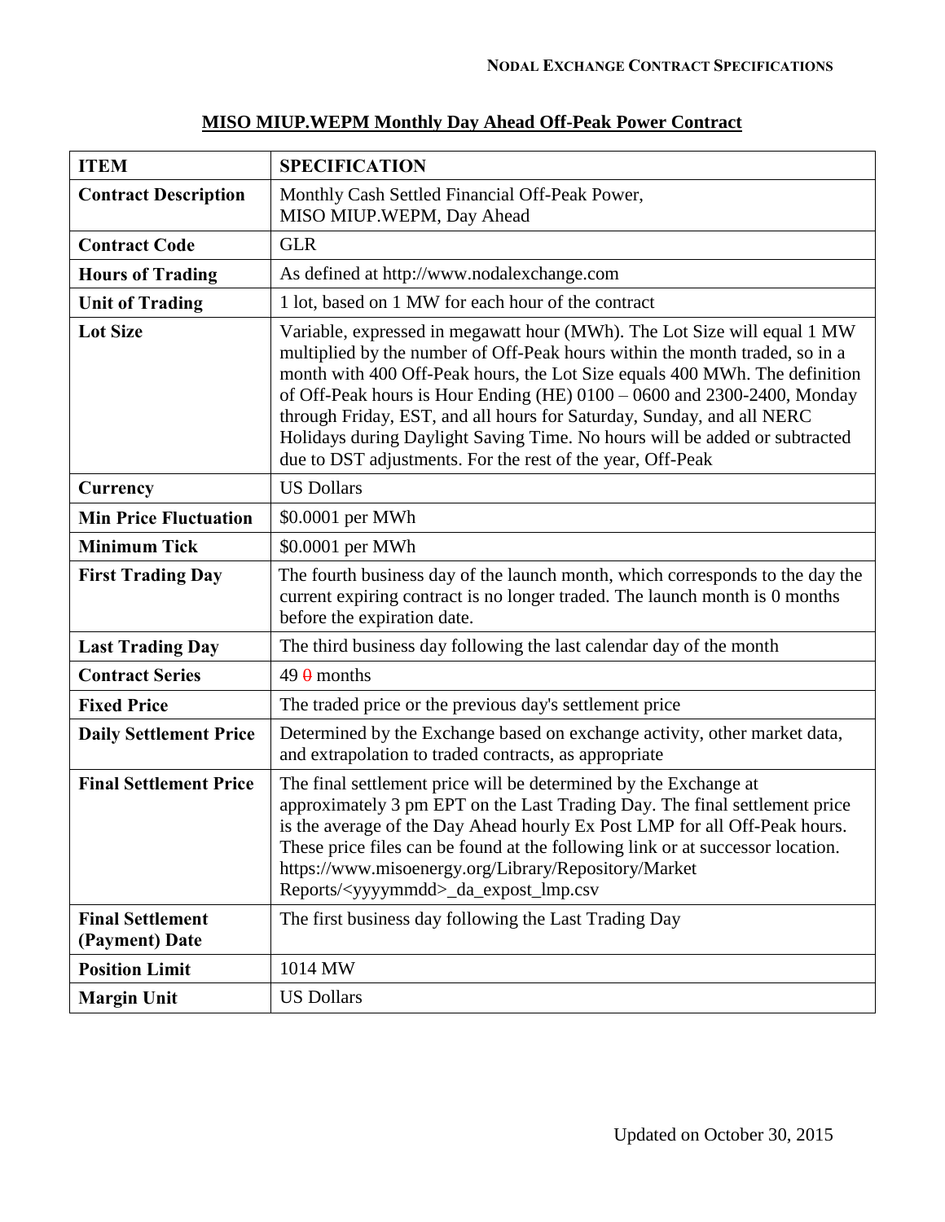**NODAL EXCHANGE CONTRACT SPECIFICATIONS**

## MISO MIUP.WEPM Monthly Day Ahead Off-Peak Power Contract

| ITEM | SPECIFICATION |
|---|---|
| **Contract Description** | Monthly Cash Settled Financial Off-Peak Power, MISO MIUP.WEPM, Day Ahead |
| **Contract Code** | GLR |
| **Hours of Trading** | As defined at http://www.nodalexchange.com |
| **Unit of Trading** | 1 lot, based on 1 MW for each hour of the contract |
| **Lot Size** | Variable, expressed in megawatt hour (MWh). The Lot Size will equal 1 MW multiplied by the number of Off-Peak hours within the month traded, so in a month with 400 Off-Peak hours, the Lot Size equals 400 MWh. The definition of Off-Peak hours is Hour Ending (HE) 0100 – 0600 and 2300-2400, Monday through Friday, EST, and all hours for Saturday, Sunday, and all NERC Holidays during Daylight Saving Time. No hours will be added or subtracted due to DST adjustments. For the rest of the year, Off-Peak |
| **Currency** | US Dollars |
| **Min Price Fluctuation** | $0.0001 per MWh |
| **Minimum Tick** | $0.0001 per MWh |
| **First Trading Day** | The fourth business day of the launch month, which corresponds to the day the current expiring contract is no longer traded. The launch month is 0 months before the expiration date. |
| **Last Trading Day** | The third business day following the last calendar day of the month |
| **Contract Series** | 49 ~~0~~ months |
| **Fixed Price** | The traded price or the previous day's settlement price |
| **Daily Settlement Price** | Determined by the Exchange based on exchange activity, other market data, and extrapolation to traded contracts, as appropriate |
| **Final Settlement Price** | The final settlement price will be determined by the Exchange at approximately 3 pm EPT on the Last Trading Day. The final settlement price is the average of the Day Ahead hourly Ex Post LMP for all Off-Peak hours. These price files can be found at the following link or at successor location. https://www.misoenergy.org/Library/Repository/Market Reports/<yyyymmdd>_da_expost_lmp.csv |
| **Final Settlement (Payment) Date** | The first business day following the Last Trading Day |
| **Position Limit** | 1014 MW |
| **Margin Unit** | US Dollars |

Updated on October 30, 2015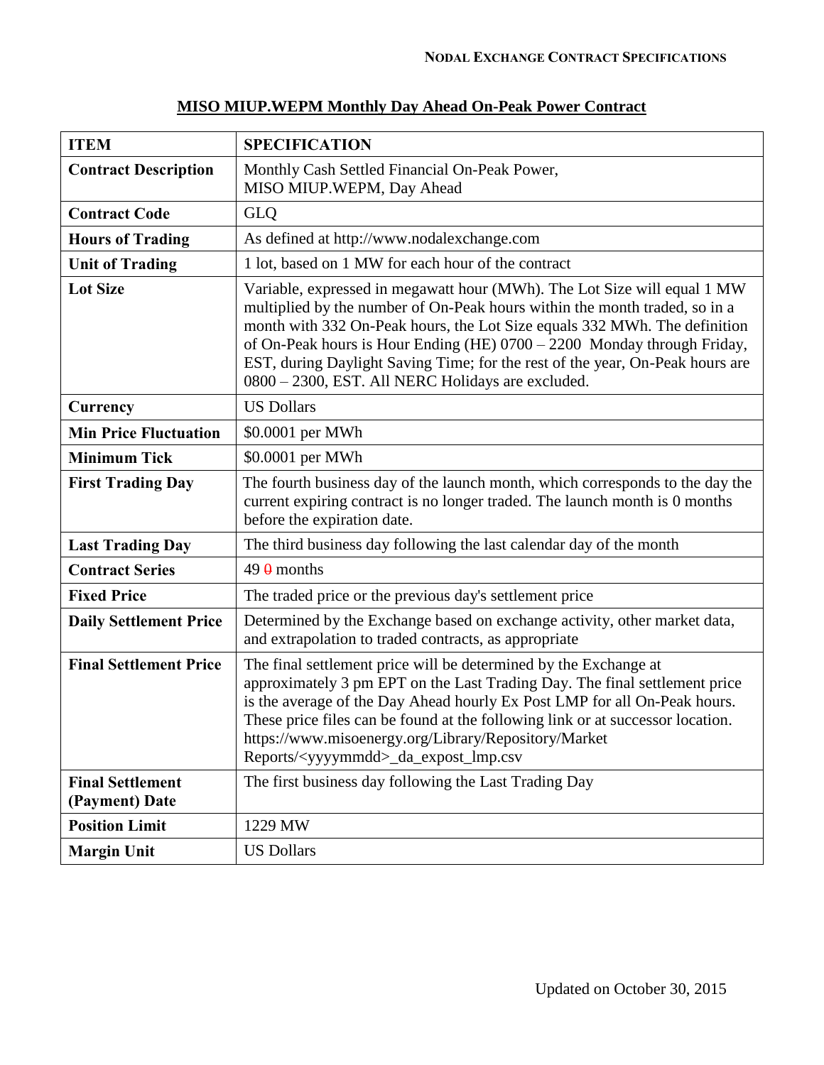## MISO MIUP.WEPM Monthly Day Ahead On-Peak Power Contract

| ITEM | SPECIFICATION |
|---|---|
| **Contract Description** | Monthly Cash Settled Financial On-Peak Power, MISO MIUP.WEPM, Day Ahead |
| **Contract Code** | GLQ |
| **Hours of Trading** | As defined at http://www.nodalexchange.com |
| **Unit of Trading** | 1 lot, based on 1 MW for each hour of the contract |
| **Lot Size** | Variable, expressed in megawatt hour (MWh). The Lot Size will equal 1 MW multiplied by the number of On-Peak hours within the month traded, so in a month with 332 On-Peak hours, the Lot Size equals 332 MWh. The definition of On-Peak hours is Hour Ending (HE) 0700 – 2200 Monday through Friday, EST, during Daylight Saving Time; for the rest of the year, On-Peak hours are 0800 – 2300, EST. All NERC Holidays are excluded. |
| **Currency** | US Dollars |
| **Min Price Fluctuation** | $0.0001 per MWh |
| **Minimum Tick** | $0.0001 per MWh |
| **First Trading Day** | The fourth business day of the launch month, which corresponds to the day the current expiring contract is no longer traded. The launch month is 0 months before the expiration date. |
| **Last Trading Day** | The third business day following the last calendar day of the month |
| **Contract Series** | 49 ~~0~~ months |
| **Fixed Price** | The traded price or the previous day's settlement price |
| **Daily Settlement Price** | Determined by the Exchange based on exchange activity, other market data, and extrapolation to traded contracts, as appropriate |
| **Final Settlement Price** | The final settlement price will be determined by the Exchange at approximately 3 pm EPT on the Last Trading Day. The final settlement price is the average of the Day Ahead hourly Ex Post LMP for all On-Peak hours. These price files can be found at the following link or at successor location. https://www.misoenergy.org/Library/Repository/Market Reports/<yyyymmdd>_da_expost_lmp.csv |
| **Final Settlement (Payment) Date** | The first business day following the Last Trading Day |
| **Position Limit** | 1229 MW |
| **Margin Unit** | US Dollars |

Updated on October 30, 2015